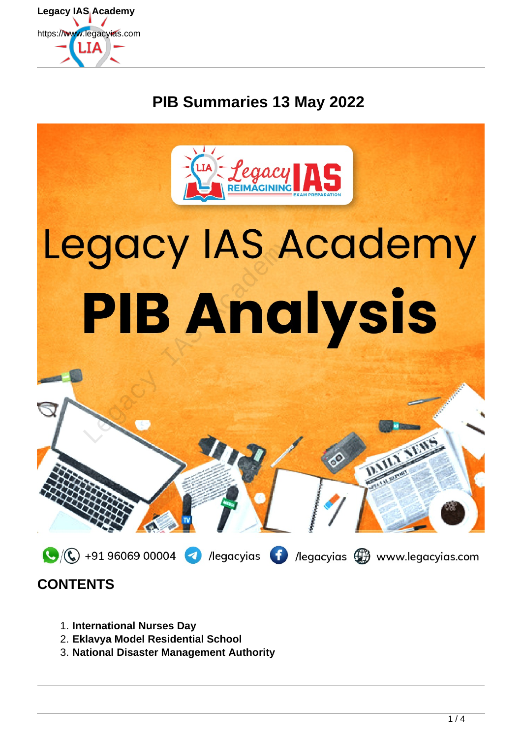# PIB Summaries 13 May 2022

## CONTENTS

1. **International Nurses Day**
2. **Eklavya Model Residential School**
3. **National Disaster Management Authority**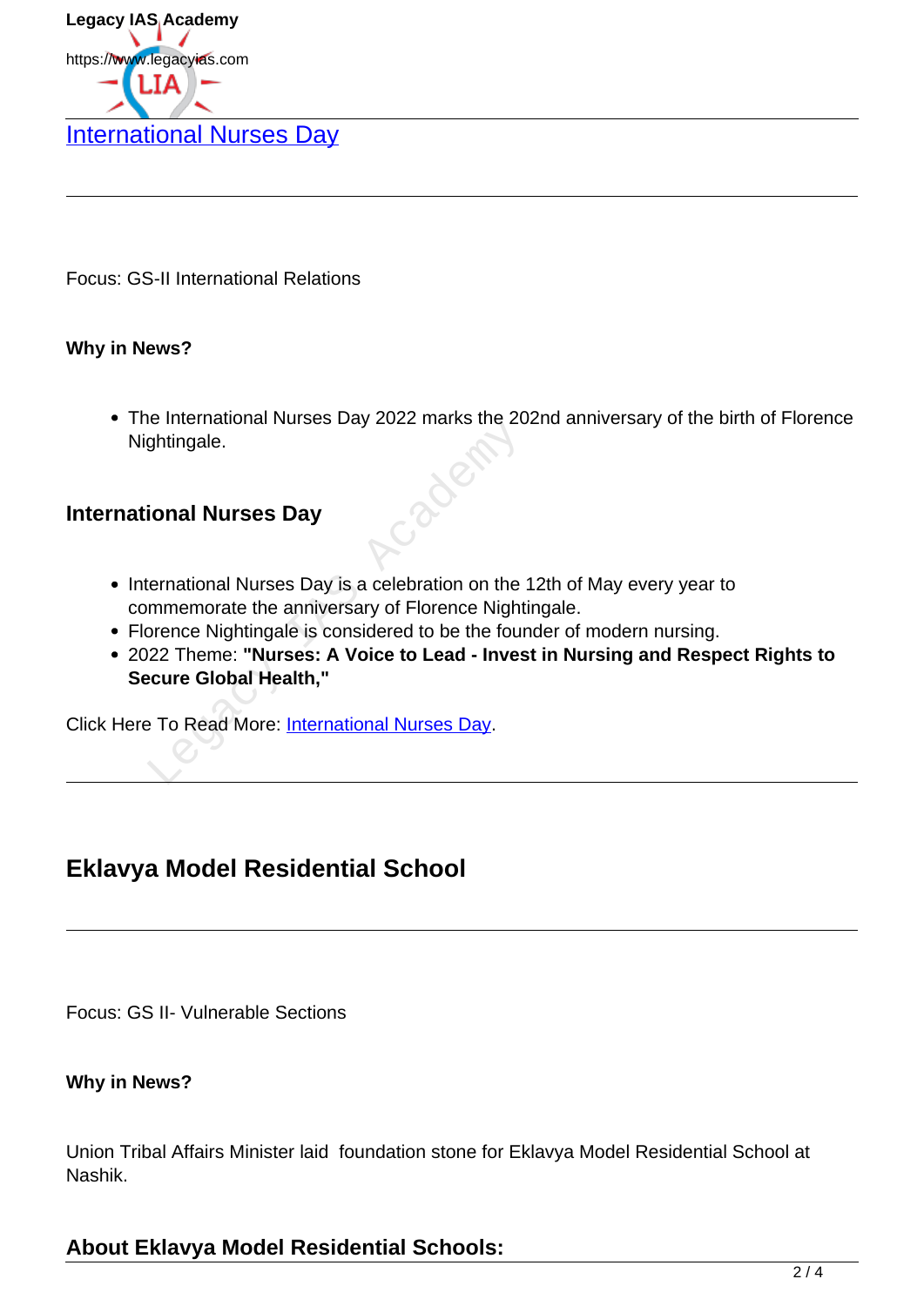# International Nurses Day

Focus: GS-II International Relations

**Why in News?**

- The International Nurses Day 2022 marks the 202nd anniversary of the birth of Florence Nightingale.

### International Nurses Day

- International Nurses Day is a celebration on the 12th of May every year to commemorate the anniversary of Florence Nightingale.
- Florence Nightingale is considered to be the founder of modern nursing.
- 2022 Theme: **"Nurses: A Voice to Lead - Invest in Nursing and Respect Rights to Secure Global Health,"**

Click Here To Read More: International Nurses Day.

## Eklavya Model Residential School

Focus: GS II- Vulnerable Sections

**Why in News?**

Union Tribal Affairs Minister laid foundation stone for Eklavya Model Residential School at Nashik.

### About Eklavya Model Residential Schools: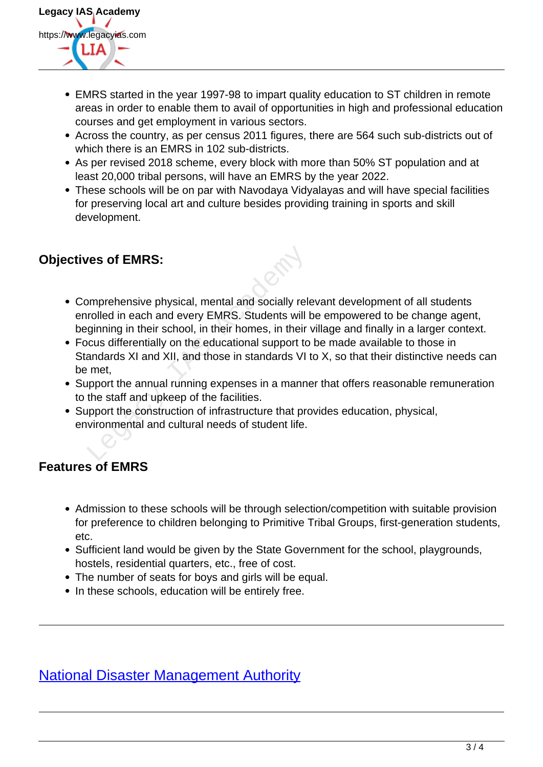- EMRS started in the year 1997-98 to impart quality education to ST children in remote areas in order to enable them to avail of opportunities in high and professional education courses and get employment in various sectors.
- Across the country, as per census 2011 figures, there are 564 such sub-districts out of which there is an EMRS in 102 sub-districts.
- As per revised 2018 scheme, every block with more than 50% ST population and at least 20,000 tribal persons, will have an EMRS by the year 2022.
- These schools will be on par with Navodaya Vidyalayas and will have special facilities for preserving local art and culture besides providing training in sports and skill development.

### Objectives of EMRS:

- Comprehensive physical, mental and socially relevant development of all students enrolled in each and every EMRS. Students will be empowered to be change agent, beginning in their school, in their homes, in their village and finally in a larger context.
- Focus differentially on the educational support to be made available to those in Standards XI and XII, and those in standards VI to X, so that their distinctive needs can be met,
- Support the annual running expenses in a manner that offers reasonable remuneration to the staff and upkeep of the facilities.
- Support the construction of infrastructure that provides education, physical, environmental and cultural needs of student life.

### Features of EMRS

- Admission to these schools will be through selection/competition with suitable provision for preference to children belonging to Primitive Tribal Groups, first-generation students, etc.
- Sufficient land would be given by the State Government for the school, playgrounds, hostels, residential quarters, etc., free of cost.
- The number of seats for boys and girls will be equal.
- In these schools, education will be entirely free.

---

## National Disaster Management Authority

---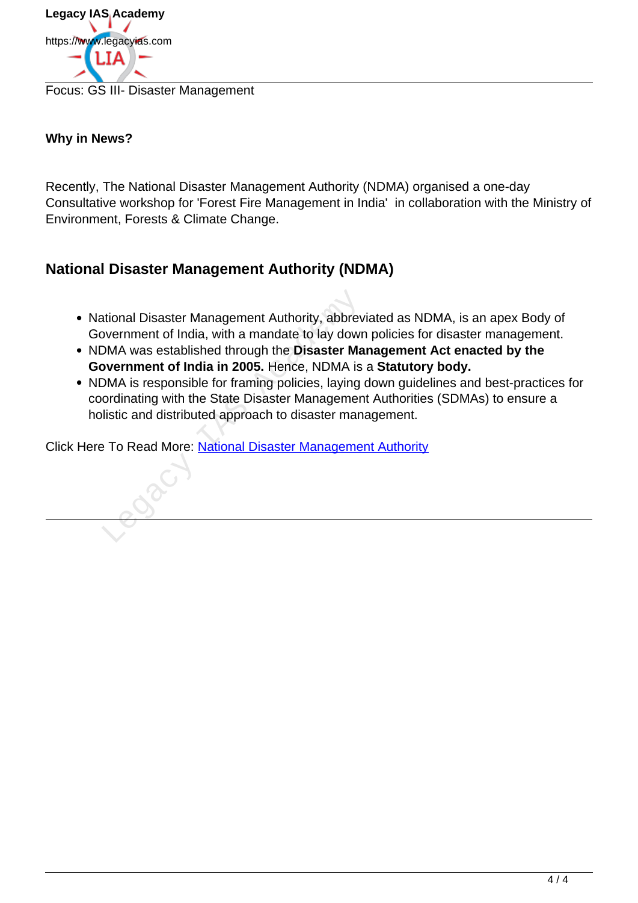Focus: GS III- Disaster Management

**Why in News?**

Recently, The National Disaster Management Authority (NDMA) organised a one-day Consultative workshop for 'Forest Fire Management in India' in collaboration with the Ministry of Environment, Forests & Climate Change.

## National Disaster Management Authority (NDMA)

- National Disaster Management Authority, abbreviated as NDMA, is an apex Body of Government of India, with a mandate to lay down policies for disaster management.
- NDMA was established through the **Disaster Management Act enacted by the Government of India in 2005.** Hence, NDMA is a **Statutory body.**
- NDMA is responsible for framing policies, laying down guidelines and best-practices for coordinating with the State Disaster Management Authorities (SDMAs) to ensure a holistic and distributed approach to disaster management.

Click Here To Read More: National Disaster Management Authority